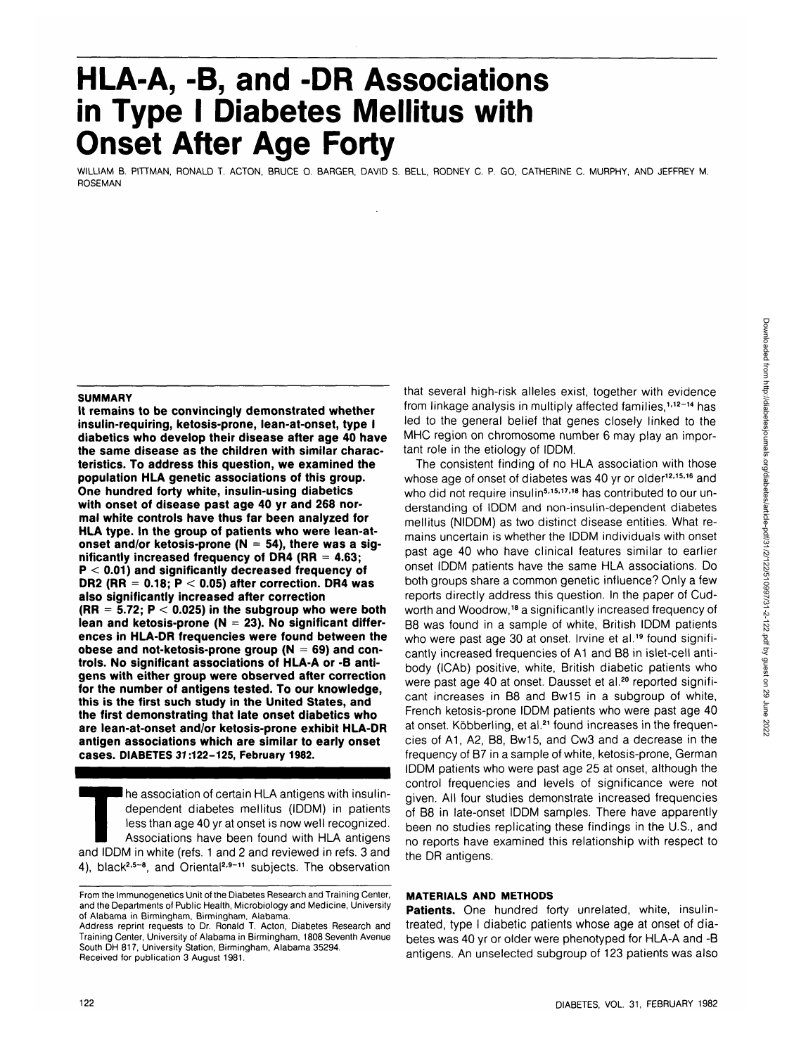# HLA-A, -B, and -DR Associations in Type I Diabetes Mellitus with Onset After Age Forty

WILLIAM B. PITTMAN, RONALD T. ACTON, BRUCE O. BARGER, DAVID S. BELL, RODNEY C. P. GO, CATHERINE C. MURPHY, AND JEFFREY M. ROSEMAN

## SUMMARY

**It remains to be convincingly demonstrated whether insulin-requiring, ketosis-prone, lean-at-onset, type I diabetics who develop their disease after age 40 have the same disease as the children with similar characteristics. To address this question, we examined the population HLA genetic associations of this group. One hundred forty white, insulin-using diabetics with onset of disease past age 40 yr and 268 normal white controls have thus far been analyzed for HLA type. In the group of patients who were lean-at-onset and/or ketosis-prone (N = 54), there was a significantly increased frequency of DR4 (RR = 4.63; $P < 0.01$) and significantly decreased frequency of DR2 (RR = 0.18; $P < 0.05$) after correction. DR4 was also significantly increased after correction (RR = 5.72; $P < 0.025$) in the subgroup who were both lean and ketosis-prone (N = 23). No significant differences in HLA-DR frequencies were found between the obese and not-ketosis-prone group (N = 69) and controls. No significant associations of HLA-A or -B antigens with either group were observed after correction for the number of antigens tested. To our knowledge, this is the first such study in the United States, and the first demonstrating that late onset diabetics who are lean-at-onset and/or ketosis-prone exhibit HLA-DR antigen associations which are similar to early onset cases. DIABETES 31:122–125, February 1982.**

The association of certain HLA antigens with insulin-dependent diabetes mellitus (IDDM) in patients less than age 40 yr at onset is now well recognized. Associations have been found with HLA antigens and IDDM in white (refs. 1 and 2 and reviewed in refs. 3 and 4), black[2,5–8], and Oriental[2,9–11] subjects. The observation that several high-risk alleles exist, together with evidence from linkage analysis in multiply affected families,[1,12–14] has led to the general belief that genes closely linked to the MHC region on chromosome number 6 may play an important role in the etiology of IDDM.

The consistent finding of no HLA association with those whose age of onset of diabetes was 40 yr or older[12,15,16] and who did not require insulin[5,15,17,18] has contributed to our understanding of IDDM and non-insulin-dependent diabetes mellitus (NIDDM) as two distinct disease entities. What remains uncertain is whether the IDDM individuals with onset past age 40 who have clinical features similar to earlier onset IDDM patients have the same HLA associations. Do both groups share a common genetic influence? Only a few reports directly address this question. In the paper of Cudworth and Woodrow,[18] a significantly increased frequency of B8 was found in a sample of white, British IDDM patients who were past age 30 at onset. Irvine et al.[19] found significantly increased frequencies of A1 and B8 in islet-cell antibody (ICAb) positive, white, British diabetic patients who were past age 40 at onset. Dausset et al.[20] reported significant increases in B8 and Bw15 in a subgroup of white, French ketosis-prone IDDM patients who were past age 40 at onset. Köbberling, et al.[21] found increases in the frequencies of A1, A2, B8, Bw15, and Cw3 and a decrease in the frequency of B7 in a sample of white, ketosis-prone, German IDDM patients who were past age 25 at onset, although the control frequencies and levels of significance were not given. All four studies demonstrate increased frequencies of B8 in late-onset IDDM samples. There have apparently been no studies replicating these findings in the U.S., and no reports have examined this relationship with respect to the DR antigens.

## MATERIALS AND METHODS

**Patients.** One hundred forty unrelated, white, insulin-treated, type I diabetic patients whose age at onset of diabetes was 40 yr or older were phenotyped for HLA-A and -B antigens. An unselected subgroup of 123 patients was also

From the Immunogenetics Unit of the Diabetes Research and Training Center, and the Departments of Public Health, Microbiology and Medicine, University of Alabama in Birmingham, Birmingham, Alabama.
Address reprint requests to Dr. Ronald T. Acton, Diabetes Research and Training Center, University of Alabama in Birmingham, 1808 Seventh Avenue South DH 817, University Station, Birmingham, Alabama 35294.
Received for publication 3 August 1981.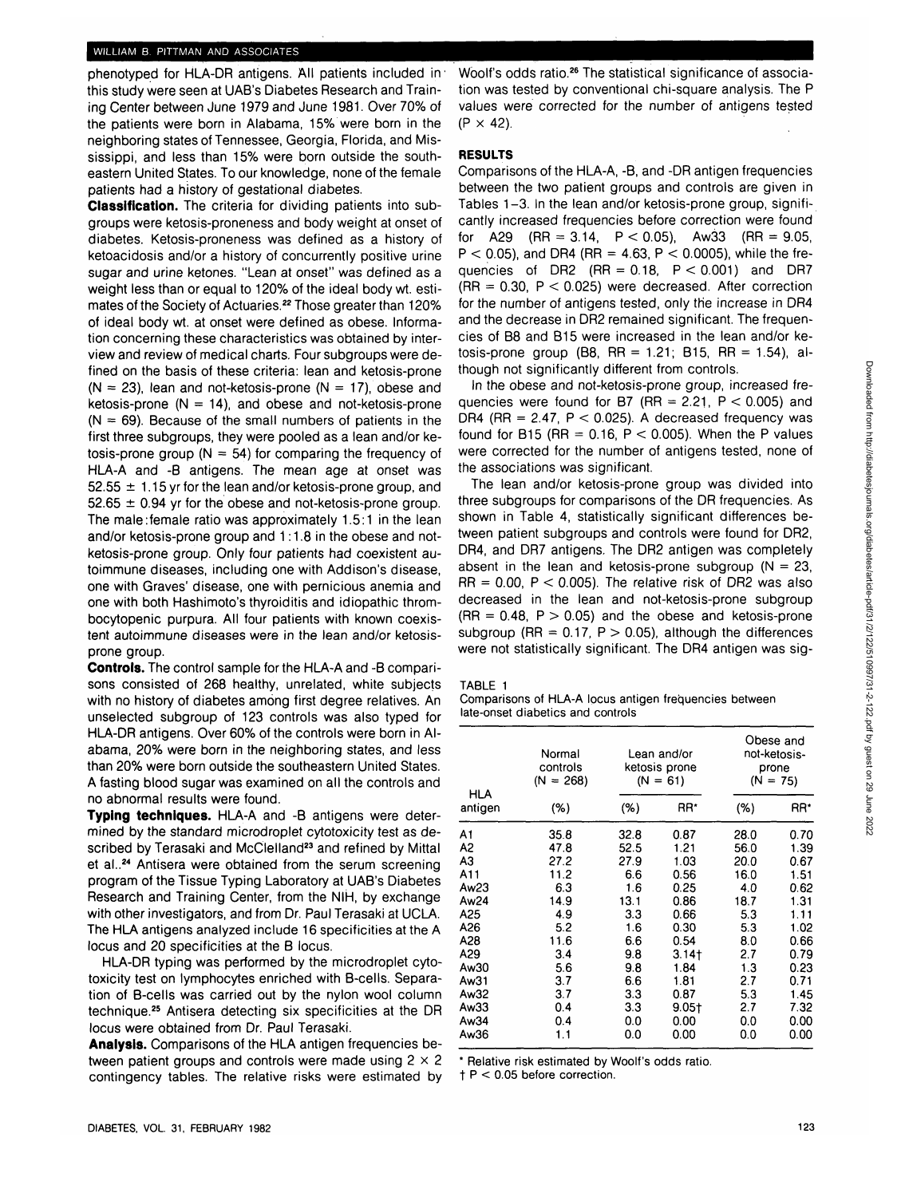phenotyped for HLA-DR antigens. All patients included in this study were seen at UAB's Diabetes Research and Training Center between June 1979 and June 1981. Over 70% of the patients were born in Alabama, 15% were born in the neighboring states of Tennessee, Georgia, Florida, and Mississippi, and less than 15% were born outside the southeastern United States. To our knowledge, none of the female patients had a history of gestational diabetes.

**Classification.** The criteria for dividing patients into subgroups were ketosis-proneness and body weight at onset of diabetes. Ketosis-proneness was defined as a history of ketoacidosis and/or a history of concurrently positive urine sugar and urine ketones. "Lean at onset" was defined as a weight less than or equal to 120% of the ideal body wt. estimates of the Society of Actuaries.[22] Those greater than 120% of ideal body wt. at onset were defined as obese. Information concerning these characteristics was obtained by interview and review of medical charts. Four subgroups were defined on the basis of these criteria: lean and ketosis-prone (N = 23), lean and not-ketosis-prone (N = 17), obese and ketosis-prone (N = 14), and obese and not-ketosis-prone (N = 69). Because of the small numbers of patients in the first three subgroups, they were pooled as a lean and/or ketosis-prone group (N = 54) for comparing the frequency of HLA-A and -B antigens. The mean age at onset was 52.55 ± 1.15 yr for the lean and/or ketosis-prone group, and 52.65 ± 0.94 yr for the obese and not-ketosis-prone group. The male:female ratio was approximately 1.5:1 in the lean and/or ketosis-prone group and 1:1.8 in the obese and not-ketosis-prone group. Only four patients had coexistent autoimmune diseases, including one with Addison's disease, one with Graves' disease, one with pernicious anemia and one with both Hashimoto's thyroiditis and idiopathic thrombocytopenic purpura. All four patients with known coexistent autoimmune diseases were in the lean and/or ketosis-prone group.

**Controls.** The control sample for the HLA-A and -B comparisons consisted of 268 healthy, unrelated, white subjects with no history of diabetes among first degree relatives. An unselected subgroup of 123 controls was also typed for HLA-DR antigens. Over 60% of the controls were born in Alabama, 20% were born in the neighboring states, and less than 20% were born outside the southeastern United States. A fasting blood sugar was examined on all the controls and no abnormal results were found.

**Typing techniques.** HLA-A and -B antigens were determined by the standard microdroplet cytotoxicity test as described by Terasaki and McClelland[23] and refined by Mittal et al..[24] Antisera were obtained from the serum screening program of the Tissue Typing Laboratory at UAB's Diabetes Research and Training Center, from the NIH, by exchange with other investigators, and from Dr. Paul Terasaki at UCLA. The HLA antigens analyzed include 16 specificities at the A locus and 20 specificities at the B locus.

HLA-DR typing was performed by the microdroplet cytotoxicity test on lymphocytes enriched with B-cells. Separation of B-cells was carried out by the nylon wool column technique.[25] Antisera detecting six specificities at the DR locus were obtained from Dr. Paul Terasaki.

**Analysis.** Comparisons of the HLA antigen frequencies between patient groups and controls were made using 2 × 2 contingency tables. The relative risks were estimated by Woolf's odds ratio.[26] The statistical significance of association was tested by conventional chi-square analysis. The P values were corrected for the number of antigens tested (P × 42).

## RESULTS

Comparisons of the HLA-A, -B, and -DR antigen frequencies between the two patient groups and controls are given in Tables 1–3. In the lean and/or ketosis-prone group, significantly increased frequencies before correction were found for A29 (RR = 3.14, $P < 0.05$), Aw33 (RR = 9.05, $P < 0.05$), and DR4 (RR = 4.63, $P < 0.0005$), while the frequencies of DR2 (RR = 0.18, $P < 0.001$) and DR7 (RR = 0.30, $P < 0.025$) were decreased. After correction for the number of antigens tested, only the increase in DR4 and the decrease in DR2 remained significant. The frequencies of B8 and B15 were increased in the lean and/or ketosis-prone group (B8, RR = 1.21; B15, RR = 1.54), although not significantly different from controls.

In the obese and not-ketosis-prone group, increased frequencies were found for B7 (RR = 2.21, $P < 0.005$) and DR4 (RR = 2.47, $P < 0.025$). A decreased frequency was found for B15 (RR = 0.16, $P < 0.005$). When the P values were corrected for the number of antigens tested, none of the associations was significant.

The lean and/or ketosis-prone group was divided into three subgroups for comparisons of the DR frequencies. As shown in Table 4, statistically significant differences between patient subgroups and controls were found for DR2, DR4, and DR7 antigens. The DR2 antigen was completely absent in the lean and ketosis-prone subgroup (N = 23, RR = 0.00, $P < 0.005$). The relative risk of DR2 was also decreased in the lean and not-ketosis-prone subgroup (RR = 0.48, $P > 0.05$) and the obese and ketosis-prone subgroup (RR = 0.17, $P > 0.05$), although the differences were not statistically significant. The DR4 antigen was sig-

TABLE 1

Comparisons of HLA-A locus antigen frequencies between late-onset diabetics and controls

| HLA antigen | Normal controls (N = 268) | Lean and/or ketosis prone (N = 61) | | Obese and not-ketosis-prone (N = 75) | |
|---|---|---|---|---|---|
| | (%) | (%) | RR* | (%) | RR* |
| A1 | 35.8 | 32.8 | 0.87 | 28.0 | 0.70 |
| A2 | 47.8 | 52.5 | 1.21 | 56.0 | 1.39 |
| A3 | 27.2 | 27.9 | 1.03 | 20.0 | 0.67 |
| A11 | 11.2 | 6.6 | 0.56 | 16.0 | 1.51 |
| Aw23 | 6.3 | 1.6 | 0.25 | 4.0 | 0.62 |
| Aw24 | 14.9 | 13.1 | 0.86 | 18.7 | 1.31 |
| A25 | 4.9 | 3.3 | 0.66 | 5.3 | 1.11 |
| A26 | 5.2 | 1.6 | 0.30 | 5.3 | 1.02 |
| A28 | 11.6 | 6.6 | 0.54 | 8.0 | 0.66 |
| A29 | 3.4 | 9.8 | 3.14† | 2.7 | 0.79 |
| Aw30 | 5.6 | 9.8 | 1.84 | 1.3 | 0.23 |
| Aw31 | 3.7 | 6.6 | 1.81 | 2.7 | 0.71 |
| Aw32 | 3.7 | 3.3 | 0.87 | 5.3 | 1.45 |
| Aw33 | 0.4 | 3.3 | 9.05† | 2.7 | 7.32 |
| Aw34 | 0.4 | 0.0 | 0.00 | 0.0 | 0.00 |
| Aw36 | 1.1 | 0.0 | 0.00 | 0.0 | 0.00 |

* Relative risk estimated by Woolf's odds ratio.

† $P < 0.05$ before correction.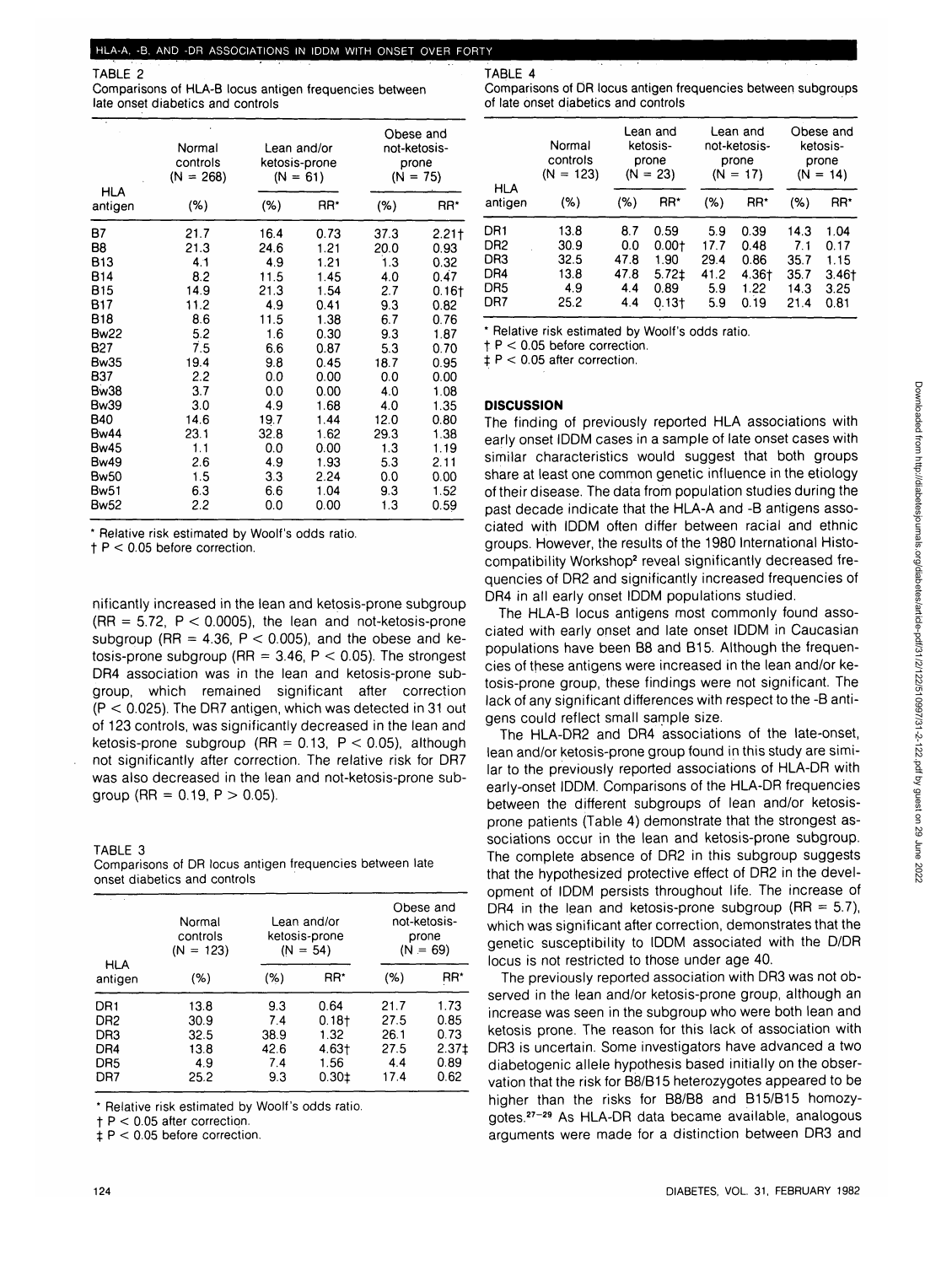TABLE 2
Comparisons of HLA-B locus antigen frequencies between late onset diabetics and controls

| HLA antigen | Normal controls (N = 268) | Lean and/or ketosis-prone (N = 61) | | Obese and not-ketosis-prone (N = 75) | |
|---|---|---|---|---|---|
| | (%) | (%) | RR* | (%) | RR* |
| B7 | 21.7 | 16.4 | 0.73 | 37.3 | 2.21† |
| B8 | 21.3 | 24.6 | 1.21 | 20.0 | 0.93 |
| B13 | 4.1 | 4.9 | 1.21 | 1.3 | 0.32 |
| B14 | 8.2 | 11.5 | 1.45 | 4.0 | 0.47 |
| B15 | 14.9 | 21.3 | 1.54 | 2.7 | 0.16† |
| B17 | 11.2 | 4.9 | 0.41 | 9.3 | 0.82 |
| B18 | 8.6 | 11.5 | 1.38 | 6.7 | 0.76 |
| Bw22 | 5.2 | 1.6 | 0.30 | 9.3 | 1.87 |
| B27 | 7.5 | 6.6 | 0.87 | 5.3 | 0.70 |
| Bw35 | 19.4 | 9.8 | 0.45 | 18.7 | 0.95 |
| B37 | 2.2 | 0.0 | 0.00 | 0.0 | 0.00 |
| Bw38 | 3.7 | 0.0 | 0.00 | 4.0 | 1.08 |
| Bw39 | 3.0 | 4.9 | 1.68 | 4.0 | 1.35 |
| B40 | 14.6 | 19.7 | 1.44 | 12.0 | 0.80 |
| Bw44 | 23.1 | 32.8 | 1.62 | 29.3 | 1.38 |
| Bw45 | 1.1 | 0.0 | 0.00 | 1.3 | 1.19 |
| Bw49 | 2.6 | 4.9 | 1.93 | 5.3 | 2.11 |
| Bw50 | 1.5 | 3.3 | 2.24 | 0.0 | 0.00 |
| Bw51 | 6.3 | 6.6 | 1.04 | 9.3 | 1.52 |
| Bw52 | 2.2 | 0.0 | 0.00 | 1.3 | 0.59 |

\* Relative risk estimated by Woolf's odds ratio.
† $P < 0.05$ before correction.

nificantly increased in the lean and ketosis-prone subgroup (RR = 5.72, $P < 0.0005$), the lean and not-ketosis-prone subgroup (RR = 4.36, $P < 0.005$), and the obese and ketosis-prone subgroup (RR = 3.46, $P < 0.05$). The strongest DR4 association was in the lean and ketosis-prone subgroup, which remained significant after correction ($P < 0.025$). The DR7 antigen, which was detected in 31 out of 123 controls, was significantly decreased in the lean and ketosis-prone subgroup (RR = 0.13, $P < 0.05$), although not significantly after correction. The relative risk for DR7 was also decreased in the lean and not-ketosis-prone subgroup (RR = 0.19, $P > 0.05$).

TABLE 3
Comparisons of DR locus antigen frequencies between late onset diabetics and controls

| HLA antigen | Normal controls (N = 123) | Lean and/or ketosis-prone (N = 54) | | Obese and not-ketosis-prone (N = 69) | |
|---|---|---|---|---|---|
| | (%) | (%) | RR* | (%) | RR* |
| DR1 | 13.8 | 9.3 | 0.64 | 21.7 | 1.73 |
| DR2 | 30.9 | 7.4 | 0.18† | 27.5 | 0.85 |
| DR3 | 32.5 | 38.9 | 1.32 | 26.1 | 0.73 |
| DR4 | 13.8 | 42.6 | 4.63† | 27.5 | 2.37‡ |
| DR5 | 4.9 | 7.4 | 1.56 | 4.4 | 0.89 |
| DR7 | 25.2 | 9.3 | 0.30‡ | 17.4 | 0.62 |

\* Relative risk estimated by Woolf's odds ratio.
† $P < 0.05$ after correction.
‡ $P < 0.05$ before correction.

TABLE 4
Comparisons of DR locus antigen frequencies between subgroups of late onset diabetics and controls

| HLA antigen | Normal controls (N = 123) | Lean and ketosis-prone (N = 23) | | Lean and not-ketosis-prone (N = 17) | | Obese and ketosis-prone (N = 14) | |
|---|---|---|---|---|---|---|---|
| | (%) | (%) | RR* | (%) | RR* | (%) | RR* |
| DR1 | 13.8 | 8.7 | 0.59 | 5.9 | 0.39 | 14.3 | 1.04 |
| DR2 | 30.9 | 0.0 | 0.00† | 17.7 | 0.48 | 7.1 | 0.17 |
| DR3 | 32.5 | 47.8 | 1.90 | 29.4 | 0.86 | 35.7 | 1.15 |
| DR4 | 13.8 | 47.8 | 5.72‡ | 41.2 | 4.36† | 35.7 | 3.46† |
| DR5 | 4.9 | 4.4 | 0.89 | 5.9 | 1.22 | 14.3 | 3.25 |
| DR7 | 25.2 | 4.4 | 0.13† | 5.9 | 0.19 | 21.4 | 0.81 |

\* Relative risk estimated by Woolf's odds ratio.
† $P < 0.05$ before correction.
‡ $P < 0.05$ after correction.

## DISCUSSION

The finding of previously reported HLA associations with early onset IDDM cases in a sample of late onset cases with similar characteristics would suggest that both groups share at least one common genetic influence in the etiology of their disease. The data from population studies during the past decade indicate that the HLA-A and -B antigens associated with IDDM often differ between racial and ethnic groups. However, the results of the 1980 International Histocompatibility Workshop[2] reveal significantly decreased frequencies of DR2 and significantly increased frequencies of DR4 in all early onset IDDM populations studied.

The HLA-B locus antigens most commonly found associated with early onset and late onset IDDM in Caucasian populations have been B8 and B15. Although the frequencies of these antigens were increased in the lean and/or ketosis-prone group, these findings were not significant. The lack of any significant differences with respect to the -B antigens could reflect small sample size.

The HLA-DR2 and DR4 associations of the late-onset, lean and/or ketosis-prone group found in this study are similar to the previously reported associations of HLA-DR with early-onset IDDM. Comparisons of the HLA-DR frequencies between the different subgroups of lean and/or ketosis-prone patients (Table 4) demonstrate that the strongest associations occur in the lean and ketosis-prone subgroup. The complete absence of DR2 in this subgroup suggests that the hypothesized protective effect of DR2 in the development of IDDM persists throughout life. The increase of DR4 in the lean and ketosis-prone subgroup (RR = 5.7), which was significant after correction, demonstrates that the genetic susceptibility to IDDM associated with the D/DR locus is not restricted to those under age 40.

The previously reported association with DR3 was not observed in the lean and/or ketosis-prone group, although an increase was seen in the subgroup who were both lean and ketosis prone. The reason for this lack of association with DR3 is uncertain. Some investigators have advanced a two diabetogenic allele hypothesis based initially on the observation that the risk for B8/B15 heterozygotes appeared to be higher than the risks for B8/B8 and B15/B15 homozygotes.[27-29] As HLA-DR data became available, analogous arguments were made for a distinction between DR3 and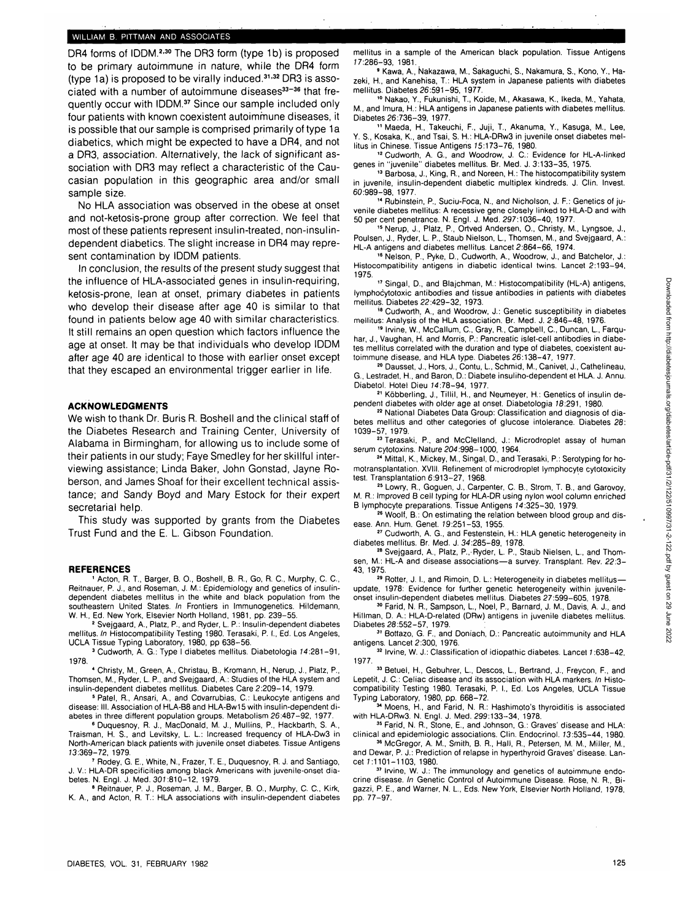DR4 forms of IDDM.[2,30] The DR3 form (type 1b) is proposed to be primary autoimmune in nature, while the DR4 form (type 1a) is proposed to be virally induced.[31,32] DR3 is associated with a number of autoimmune diseases[33–36] that frequently occur with IDDM.[37] Since our sample included only four patients with known coexistent autoimmune diseases, it is possible that our sample is comprised primarily of type 1a diabetics, which might be expected to have a DR4, and not a DR3, association. Alternatively, the lack of significant association with DR3 may reflect a characteristic of the Caucasian population in this geographic area and/or small sample size.

No HLA association was observed in the obese at onset and not-ketosis-prone group after correction. We feel that most of these patients represent insulin-treated, non-insulin-dependent diabetics. The slight increase in DR4 may represent contamination by IDDM patients.

In conclusion, the results of the present study suggest that the influence of HLA-associated genes in insulin-requiring, ketosis-prone, lean at onset, primary diabetes in patients who develop their disease after age 40 is similar to that found in patients below age 40 with similar characteristics. It still remains an open question which factors influence the age at onset. It may be that individuals who develop IDDM after age 40 are identical to those with earlier onset except that they escaped an environmental trigger earlier in life.

## ACKNOWLEDGMENTS

We wish to thank Dr. Buris R. Boshell and the clinical staff of the Diabetes Research and Training Center, University of Alabama in Birmingham, for allowing us to include some of their patients in our study; Faye Smedley for her skillful interviewing assistance; Linda Baker, John Gonstad, Jayne Roberson, and James Shoaf for their excellent technical assistance; and Sandy Boyd and Mary Estock for their expert secretarial help.

This study was supported by grants from the Diabetes Trust Fund and the E. L. Gibson Foundation.

## REFERENCES

1 Acton, R. T., Barger, B. O., Boshell, B. R., Go, R. C., Murphy, C. C., Reitnauer, P. J., and Roseman, J. M.: Epidemiology and genetics of insulin-dependent diabetes mellitus in the white and black population from the southeastern United States. *In* Frontiers in Immunogenetics. Hildemann, W. H., Ed. New York, Elsevier North Holland, 1981, pp. 239–55.

2 Svejgaard, A., Platz, P., and Ryder, L. P.: Insulin-dependent diabetes mellitus. *In* Histocompatibility Testing 1980. Terasaki, P. I., Ed. Los Angeles, UCLA Tissue Typing Laboratory, 1980, pp 638–56.

3 Cudworth, A. G.: Type I diabetes mellitus. Diabetologia *14*:281–91, 1978.

4 Christy, M., Green, A., Christau, B., Kromann, H., Nerup, J., Platz, P., Thomsen, M., Ryder, L. P., and Svejgaard, A.: Studies of the HLA system and insulin-dependent diabetes mellitus. Diabetes Care *2*:209–14, 1979.

5 Patel, R., Ansari, A., and Covarrubias, C.: Leukocyte antigens and disease: III. Association of HLA-B8 and HLA-Bw15 with insulin-dependent diabetes in three different population groups. Metabolism *26*:487–92, 1977.

6 Duquesnoy, R. J., MacDonald, M. J., Mullins, P., Hackbarth, S. A., Traisman, H. S., and Levitsky, L. L.: Increased frequency of HLA-Dw3 in North-American black patients with juvenile onset diabetes. Tissue Antigens *13*:369–72, 1979.

7 Rodey, G. E., White, N., Frazer, T. E., Duquesnoy, R. J. and Santiago, J. V.: HLA-DR specificities among black Americans with juvenile-onset diabetes. N. Engl. J. Med. *301*:810–12, 1979.

8 Reitnauer, P. J., Roseman, J. M., Barger, B. O., Murphy, C. C., Kirk, K. A., and Acton, R. T.: HLA associations with insulin-dependent diabetes mellitus in a sample of the American black population. Tissue Antigens *17*:286–93, 1981.

9 Kawa, A., Nakazawa, M., Sakaguchi, S., Nakamura, S., Kono, Y., Hazeki, H., and Kanehisa, T.: HLA system in Japanese patients with diabetes mellitus. Diabetes *26*:591–95, 1977.

10 Nakao, Y., Fukunishi, T., Koide, M., Akasawa, K., Ikeda, M., Yahata, M., and Imura, H.: HLA antigens in Japanese patients with diabetes mellitus. Diabetes *26*:736–39, 1977.

11 Maeda, H., Takeuchi, F., Juji, T., Akanuma, Y., Kasuga, M., Lee, Y. S., Kosaka, K., and Tsai, S. H.: HLA-DRw3 in juvenile onset diabetes mellitus in Chinese. Tissue Antigens *15*:173–76, 1980.

12 Cudworth, A. G., and Woodrow, J. C.: Evidence for HL-A-linked genes in "juvenile" diabetes mellitus. Br. Med. J. *3*:133–35, 1975.

13 Barbosa, J., King, R., and Noreen, H.: The histocompatibility system in juvenile, insulin-dependent diabetic multiplex kindreds. J. Clin. Invest. *60*:989–98, 1977.

14 Rubinstein, P., Suciu-Foca, N., and Nicholson, J. F.: Genetics of juvenile diabetes mellitus: A recessive gene closely linked to HLA-D and with 50 per cent penetrance. N. Engl. J. Med. *297*:1036–40, 1977.

15 Nerup, J., Platz, P., Ortved Andersen, O., Christy, M., Lyngsoe, J., Poulsen, J., Ryder, L. P., Staub Nielson, L., Thomsen, M., and Svejgaard, A.: HL-A antigens and diabetes mellitus. Lancet *2*:864–66, 1974.

16 Nelson, P., Pyke, D., Cudworth, A., Woodrow, J., and Batchelor, J.: Histocompatibility antigens in diabetic identical twins. Lancet *2*:193–94, 1975.

17 Singal, D., and Blajchman, M.: Histocompatibility (HL-A) antigens, lymphocytotoxic antibodies and tissue antibodies in patients with diabetes mellitus. Diabetes *22*:429–32, 1973.

18 Cudworth, A., and Woodrow, J.: Genetic susceptibility in diabetes mellitus: Analysis of the HLA association. Br. Med. J. *2*:846–48, 1976.

19 Irvine, W., McCallum, C., Gray, R., Campbell, C., Duncan, L., Farquhar, J., Vaughan, H. and Morris, P.: Pancreatic islet-cell antibodies in diabetes mellitus correlated with the duration and type of diabetes, coexistent autoimmune disease, and HLA type. Diabetes *26*:138–47, 1977.

20 Dausset, J., Hors, J., Contu, L., Schmid, M., Canivet, J., Cathelineau, G., Lestradet, H., and Baron, D.: Diabete insulino-dependent et HLA. J. Annu. Diabetol. Hotel Dieu *14*:78–94, 1977.

21 Köbberling, J., Tillil, H., and Neumeyer, H.: Genetics of insulin dependent diabetes with older age at onset. Diabetologia *18*:291, 1980.

22 National Diabetes Data Group: Classification and diagnosis of diabetes mellitus and other categories of glucose intolerance. Diabetes *28*: 1039–57, 1979.

23 Terasaki, P., and McClelland, J.: Microdroplet assay of human serum cytotoxins. Nature *204*:998–1000, 1964.

24 Mittal, K., Mickey, M., Singal, D., and Terasaki, P.: Serotyping for homotransplantation. XVIII. Refinement of microdroplet lymphocyte cytotoxicity test. Transplantation *6*:913–27, 1968.

25 Lowry, R., Goguen, J., Carpenter, C. B., Strom, T. B., and Garovoy, M. R.: Improved B cell typing for HLA-DR using nylon wool column enriched B lymphocyte preparations. Tissue Antigens *14*:325–30, 1979.

26 Woolf, B.: On estimating the relation between blood group and disease. Ann. Hum. Genet. *19*:251–53, 1955.

27 Cudworth, A. G., and Festenstein, H.: HLA genetic heterogeneity in diabetes mellitus. Br. Med. J. *34*:285–89, 1978.

28 Svejgaard, A., Platz, P., Ryder, L. P., Staub Nielsen, L., and Thomsen, M.: HL-A and disease associations—a survey. Transplant. Rev. *22*:3–43, 1975.

29 Rotter, J. I., and Rimoin, D. L.: Heterogeneity in diabetes mellitus—update, 1978: Evidence for further genetic heterogeneity within juvenile-onset insulin-dependent diabetes mellitus. Diabetes *27*:599–605, 1978.

30 Farid, N. R., Sampson, L., Noel, P., Barnard, J. M., Davis, A. J., and Hillman, D. A.: HLA-D-related (DRw) antigens in juvenile diabetes mellitus. Diabetes *28*:552–57, 1979.

31 Bottazo, G. F., and Doniach, D.: Pancreatic autoimmunity and HLA antigens. Lancet *2*:300, 1976.

32 Irvine, W. J.: Classification of idiopathic diabetes. Lancet *1*:638–42, 1977.

33 Betuel, H., Gebuhrer, L., Descos, L., Bertrand, J., Freycon, F., and Lepetit, J. C.: Celiac disease and its association with HLA markers. *In* Histocompatibility Testing 1980. Terasaki, P. I., Ed. Los Angeles, UCLA Tissue Typing Laboratory, 1980, pp. 668–72.

34 Moens, H., and Farid, N. R.: Hashimoto's thyroiditis is associated with HLA-DRw3. N. Engl. J. Med. *299*:133–34, 1978.

35 Farid, N. R., Stone, E., and Johnson, G.: Graves' disease and HLA: clinical and epidemiologic associations. Clin. Endocrinol. *13*:535–44, 1980.

36 McGregor, A. M., Smith, B. R., Hall, R., Petersen, M. M., Miller, M., and Dewar, P. J.: Prediction of relapse in hyperthyroid Graves' disease. Lancet *1*:1101–1103, 1980.

37 Irvine, W. J.: The immunology and genetics of autoimmune endocrine disease. *In* Genetic Control of Autoimmune Disease. Rose, N. R., Bigazzi, P. E., and Warner, N. L., Eds. New York, Elsevier North Holland, 1978, pp. 77–97.